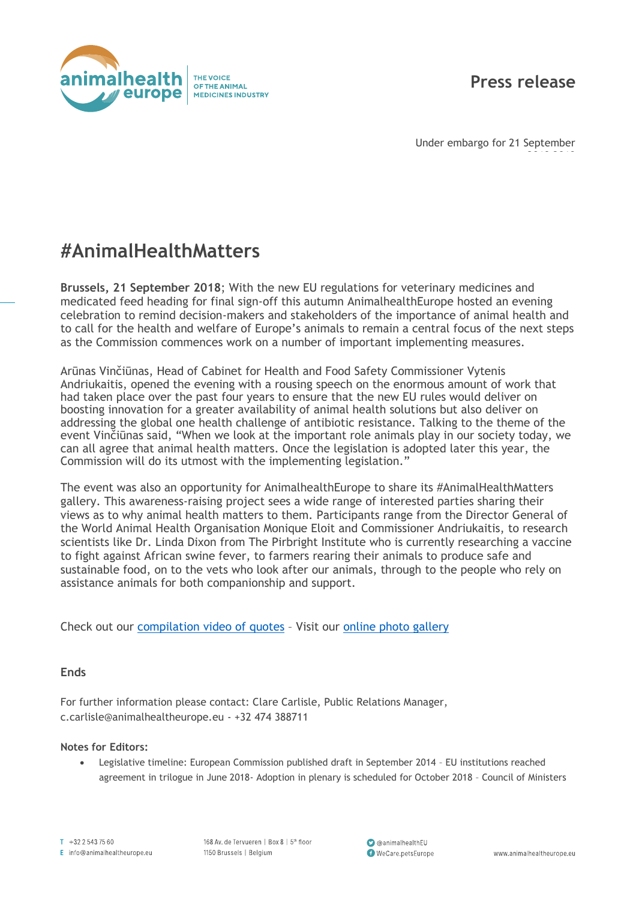animalhealth europe | THE VOICE OF THE ANIMAL MEDICINES INDUSTRY

# Press release

Under embargo for 21 September

## #AnimalHealthMatters

**Brussels, 21 September 2018**; With the new EU regulations for veterinary medicines and medicated feed heading for final sign-off this autumn AnimalhealthEurope hosted an evening celebration to remind decision-makers and stakeholders of the importance of animal health and to call for the health and welfare of Europe's animals to remain a central focus of the next steps as the Commission commences work on a number of important implementing measures.

Arūnas Vinčiūnas, Head of Cabinet for Health and Food Safety Commissioner Vytenis Andriukaitis, opened the evening with a rousing speech on the enormous amount of work that had taken place over the past four years to ensure that the new EU rules would deliver on boosting innovation for a greater availability of animal health solutions but also deliver on addressing the global one health challenge of antibiotic resistance. Talking to the theme of the event Vinčiūnas said, "When we look at the important role animals play in our society today, we can all agree that animal health matters. Once the legislation is adopted later this year, the Commission will do its utmost with the implementing legislation."

The event was also an opportunity for AnimalhealthEurope to share its #AnimalHealthMatters gallery. This awareness-raising project sees a wide range of interested parties sharing their views as to why animal health matters to them. Participants range from the Director General of the World Animal Health Organisation Monique Eloit and Commissioner Andriukaitis, to research scientists like Dr. Linda Dixon from The Pirbright Institute who is currently researching a vaccine to fight against African swine fever, to farmers rearing their animals to produce safe and sustainable food, on to the vets who look after our animals, through to the people who rely on assistance animals for both companionship and support.

Check out our compilation video of quotes – Visit our online photo gallery

**Ends**

For further information please contact: Clare Carlisle, Public Relations Manager, c.carlisle@animalhealtheurope.eu - +32 474 388711

**Notes for Editors:**

- Legislative timeline: European Commission published draft in September 2014 – EU institutions reached agreement in trilogue in June 2018- Adoption in plenary is scheduled for October 2018 – Council of Ministers

T +32 2 543 75 60
E info@animalhealtheurope.eu

168 Av. de Tervueren | Box 8 | 5th floor
1150 Brussels | Belgium

@animalhealthEU
WeCare.petsEurope

www.animalhealtheurope.eu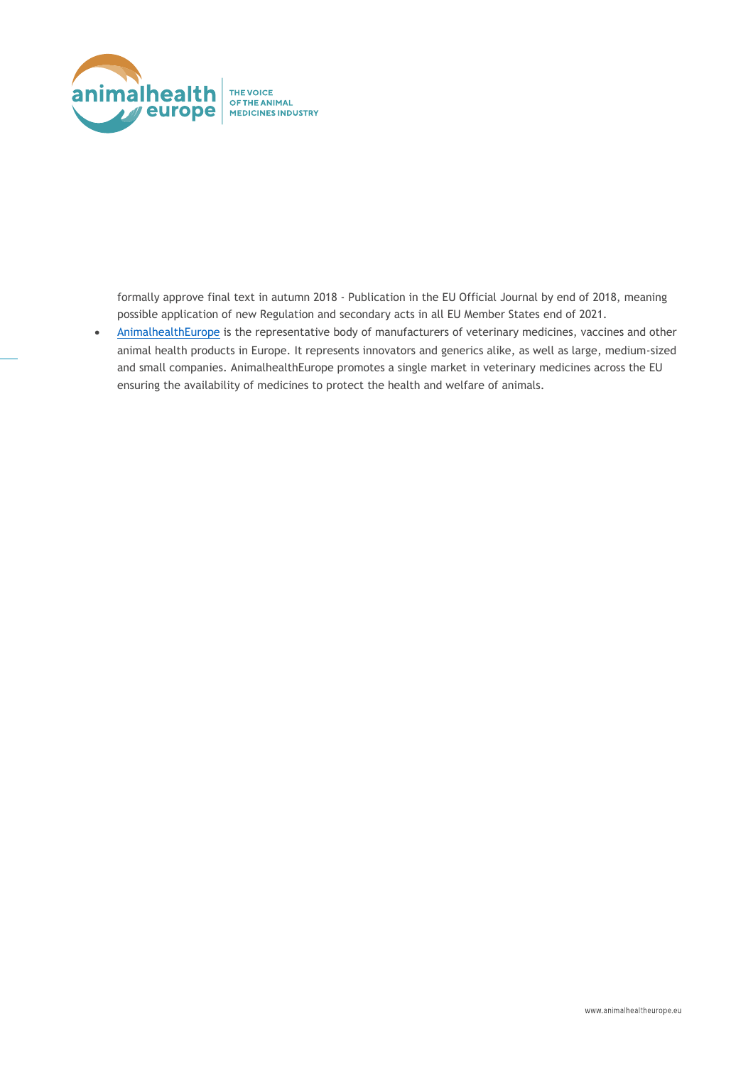formally approve final text in autumn 2018 - Publication in the EU Official Journal by end of 2018, meaning possible application of new Regulation and secondary acts in all EU Member States end of 2021.

- AnimalhealthEurope is the representative body of manufacturers of veterinary medicines, vaccines and other animal health products in Europe. It represents innovators and generics alike, as well as large, medium-sized and small companies. AnimalhealthEurope promotes a single market in veterinary medicines across the EU ensuring the availability of medicines to protect the health and welfare of animals.